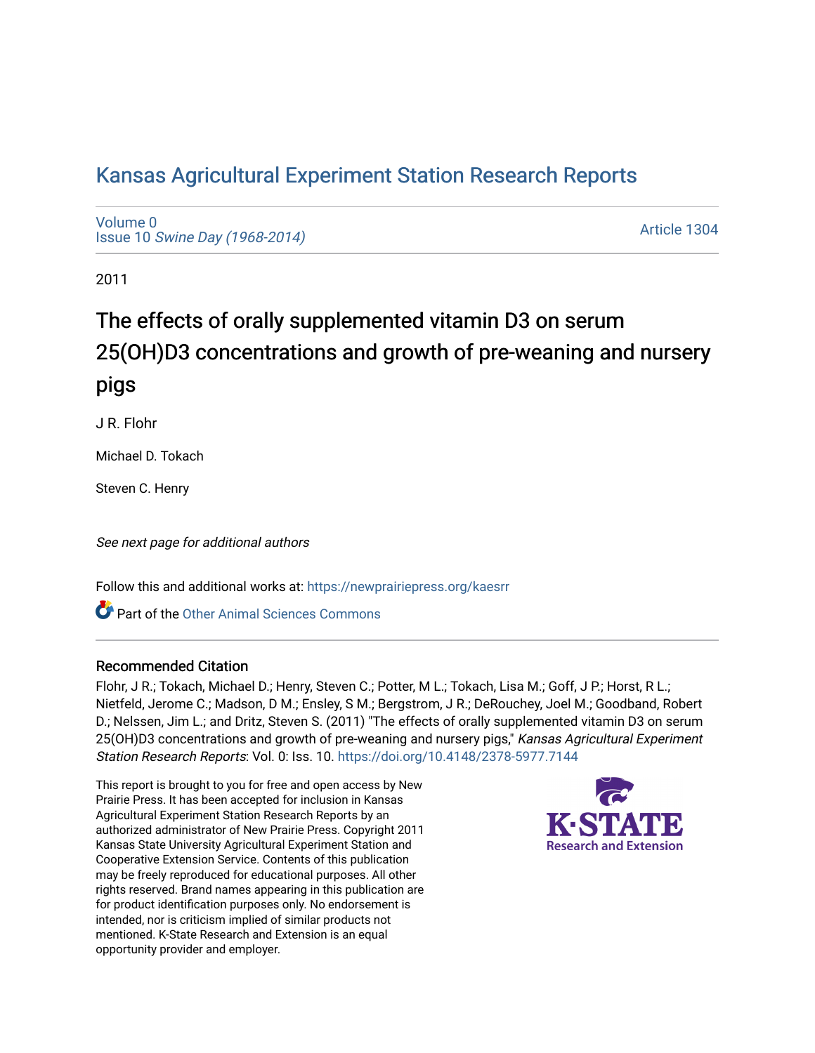# Kansas Agricultural Experiment Station Research Reports

Volume 0
Issue 10 *Swine Day (1968-2014)*

Article 1304

2011

## The effects of orally supplemented vitamin D3 on serum 25(OH)D3 concentrations and growth of pre-weaning and nursery pigs

J R. Flohr

Michael D. Tokach

Steven C. Henry

*See next page for additional authors*

Follow this and additional works at: https://newprairiepress.org/kaesrr

Part of the Other Animal Sciences Commons

### Recommended Citation

Flohr, J R.; Tokach, Michael D.; Henry, Steven C.; Potter, M L.; Tokach, Lisa M.; Goff, J P.; Horst, R L.; Nietfeld, Jerome C.; Madson, D M.; Ensley, S M.; Bergstrom, J R.; DeRouchey, Joel M.; Goodband, Robert D.; Nelssen, Jim L.; and Dritz, Steven S. (2011) "The effects of orally supplemented vitamin D3 on serum 25(OH)D3 concentrations and growth of pre-weaning and nursery pigs," *Kansas Agricultural Experiment Station Research Reports*: Vol. 0: Iss. 10. https://doi.org/10.4148/2378-5977.7144

This report is brought to you for free and open access by New Prairie Press. It has been accepted for inclusion in Kansas Agricultural Experiment Station Research Reports by an authorized administrator of New Prairie Press. Copyright 2011 Kansas State University Agricultural Experiment Station and Cooperative Extension Service. Contents of this publication may be freely reproduced for educational purposes. All other rights reserved. Brand names appearing in this publication are for product identification purposes only. No endorsement is intended, nor is criticism implied of similar products not mentioned. K-State Research and Extension is an equal opportunity provider and employer.

K-STATE Research and Extension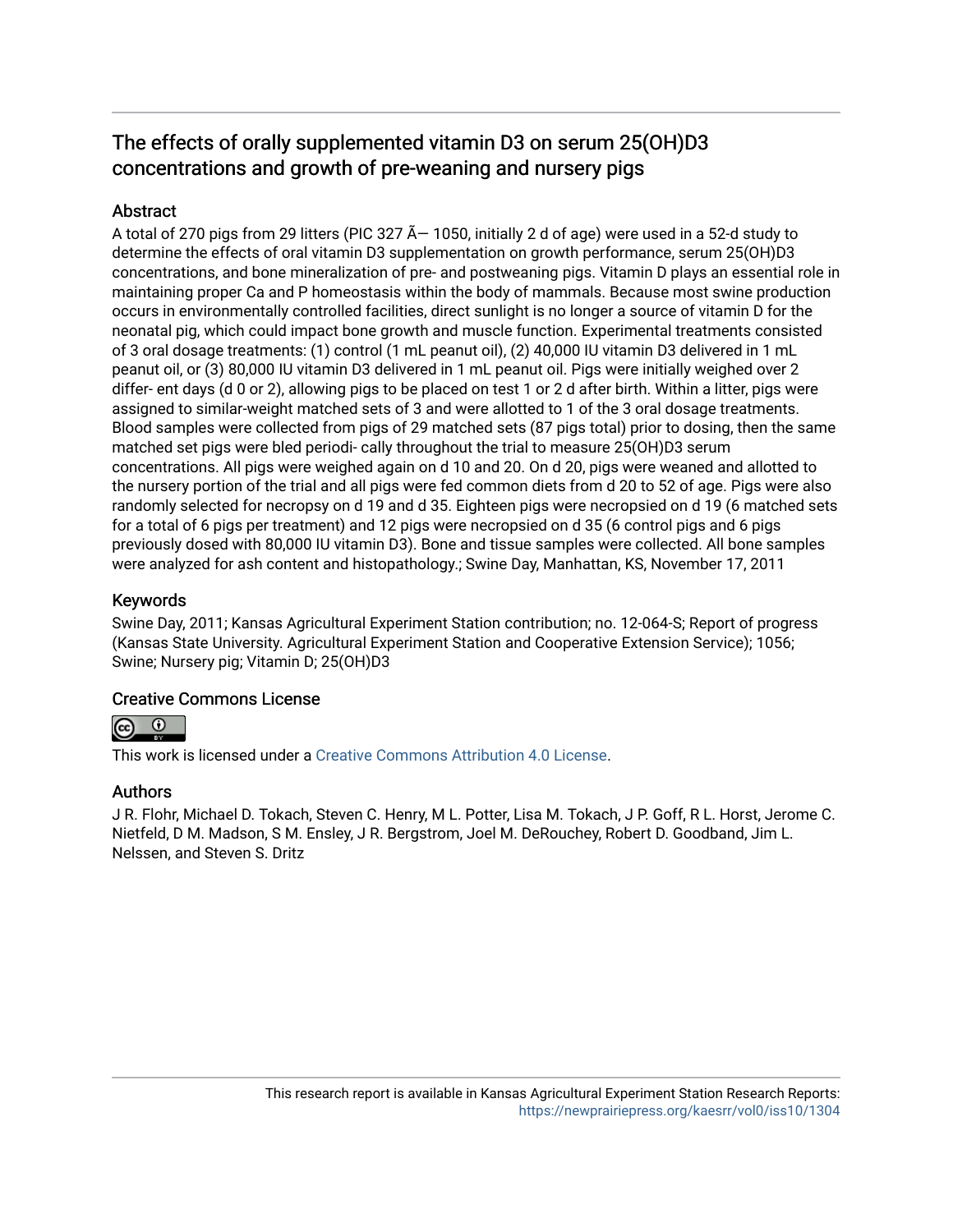# The effects of orally supplemented vitamin D3 on serum 25(OH)D3 concentrations and growth of pre-weaning and nursery pigs

## Abstract

A total of 270 pigs from 29 litters (PIC 327 Ã— 1050, initially 2 d of age) were used in a 52-d study to determine the effects of oral vitamin D3 supplementation on growth performance, serum 25(OH)D3 concentrations, and bone mineralization of pre- and postweaning pigs. Vitamin D plays an essential role in maintaining proper Ca and P homeostasis within the body of mammals. Because most swine production occurs in environmentally controlled facilities, direct sunlight is no longer a source of vitamin D for the neonatal pig, which could impact bone growth and muscle function. Experimental treatments consisted of 3 oral dosage treatments: (1) control (1 mL peanut oil), (2) 40,000 IU vitamin D3 delivered in 1 mL peanut oil, or (3) 80,000 IU vitamin D3 delivered in 1 mL peanut oil. Pigs were initially weighed over 2 differ- ent days (d 0 or 2), allowing pigs to be placed on test 1 or 2 d after birth. Within a litter, pigs were assigned to similar-weight matched sets of 3 and were allotted to 1 of the 3 oral dosage treatments. Blood samples were collected from pigs of 29 matched sets (87 pigs total) prior to dosing, then the same matched set pigs were bled periodi- cally throughout the trial to measure 25(OH)D3 serum concentrations. All pigs were weighed again on d 10 and 20. On d 20, pigs were weaned and allotted to the nursery portion of the trial and all pigs were fed common diets from d 20 to 52 of age. Pigs were also randomly selected for necropsy on d 19 and d 35. Eighteen pigs were necropsied on d 19 (6 matched sets for a total of 6 pigs per treatment) and 12 pigs were necropsied on d 35 (6 control pigs and 6 pigs previously dosed with 80,000 IU vitamin D3). Bone and tissue samples were collected. All bone samples were analyzed for ash content and histopathology.; Swine Day, Manhattan, KS, November 17, 2011

## Keywords

Swine Day, 2011; Kansas Agricultural Experiment Station contribution; no. 12-064-S; Report of progress (Kansas State University. Agricultural Experiment Station and Cooperative Extension Service); 1056; Swine; Nursery pig; Vitamin D; 25(OH)D3

## Creative Commons License

This work is licensed under a Creative Commons Attribution 4.0 License.

## Authors

J R. Flohr, Michael D. Tokach, Steven C. Henry, M L. Potter, Lisa M. Tokach, J P. Goff, R L. Horst, Jerome C. Nietfeld, D M. Madson, S M. Ensley, J R. Bergstrom, Joel M. DeRouchey, Robert D. Goodband, Jim L. Nelssen, and Steven S. Dritz

This research report is available in Kansas Agricultural Experiment Station Research Reports: https://newprairiepress.org/kaesrr/vol0/iss10/1304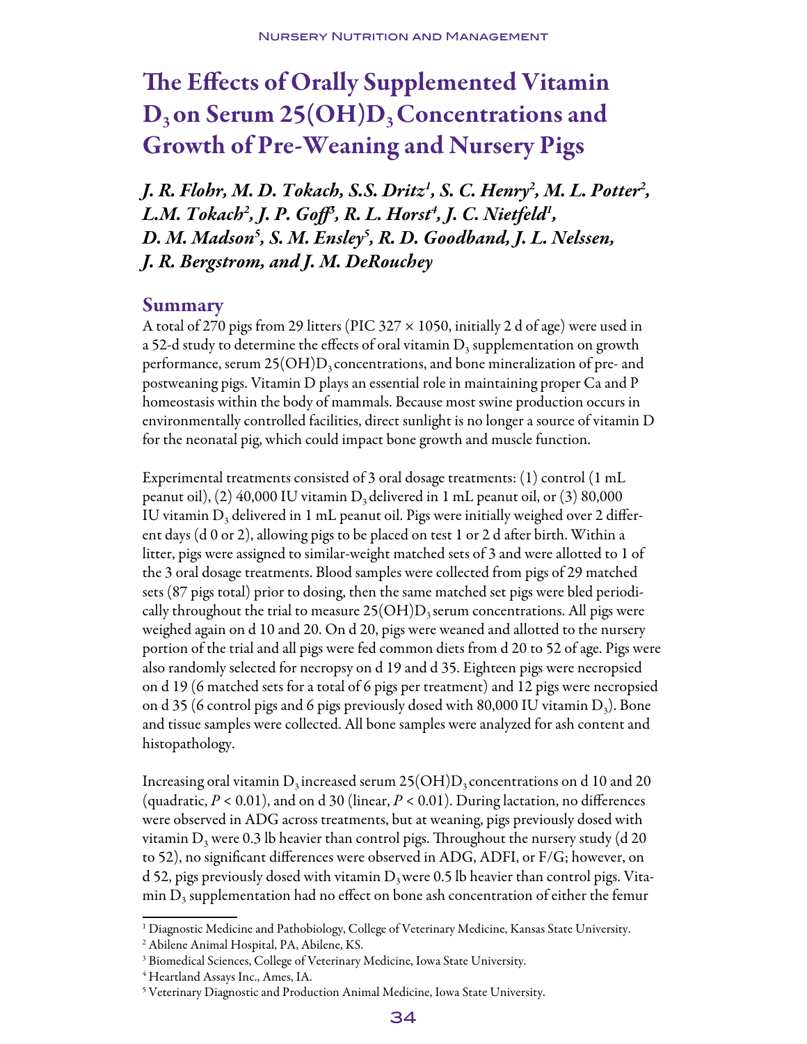# The Effects of Orally Supplemented Vitamin $D_3$ on Serum 25(OH)$D_3$ Concentrations and Growth of Pre-Weaning and Nursery Pigs

*J. R. Flohr, M. D. Tokach, S.S. Dritz[1], S. C. Henry[2], M. L. Potter[2], L.M. Tokach[2], J. P. Goff[3], R. L. Horst[4], J. C. Nietfeld[1], D. M. Madson[5], S. M. Ensley[5], R. D. Goodband, J. L. Nelssen, J. R. Bergstrom, and J. M. DeRouchey*

## Summary

A total of 270 pigs from 29 litters (PIC 327 × 1050, initially 2 d of age) were used in a 52-d study to determine the effects of oral vitamin $D_3$ supplementation on growth performance, serum 25(OH)$D_3$ concentrations, and bone mineralization of pre- and postweaning pigs. Vitamin D plays an essential role in maintaining proper Ca and P homeostasis within the body of mammals. Because most swine production occurs in environmentally controlled facilities, direct sunlight is no longer a source of vitamin D for the neonatal pig, which could impact bone growth and muscle function.

Experimental treatments consisted of 3 oral dosage treatments: (1) control (1 mL peanut oil), (2) 40,000 IU vitamin $D_3$ delivered in 1 mL peanut oil, or (3) 80,000 IU vitamin $D_3$ delivered in 1 mL peanut oil. Pigs were initially weighed over 2 different days (d 0 or 2), allowing pigs to be placed on test 1 or 2 d after birth. Within a litter, pigs were assigned to similar-weight matched sets of 3 and were allotted to 1 of the 3 oral dosage treatments. Blood samples were collected from pigs of 29 matched sets (87 pigs total) prior to dosing, then the same matched set pigs were bled periodically throughout the trial to measure 25(OH)$D_3$ serum concentrations. All pigs were weighed again on d 10 and 20. On d 20, pigs were weaned and allotted to the nursery portion of the trial and all pigs were fed common diets from d 20 to 52 of age. Pigs were also randomly selected for necropsy on d 19 and d 35. Eighteen pigs were necropsied on d 19 (6 matched sets for a total of 6 pigs per treatment) and 12 pigs were necropsied on d 35 (6 control pigs and 6 pigs previously dosed with 80,000 IU vitamin $D_3$). Bone and tissue samples were collected. All bone samples were analyzed for ash content and histopathology.

Increasing oral vitamin $D_3$ increased serum 25(OH)$D_3$ concentrations on d 10 and 20 (quadratic, $P < 0.01$), and on d 30 (linear, $P < 0.01$). During lactation, no differences were observed in ADG across treatments, but at weaning, pigs previously dosed with vitamin $D_3$ were 0.3 lb heavier than control pigs. Throughout the nursery study (d 20 to 52), no significant differences were observed in ADG, ADFI, or F/G; however, on d 52, pigs previously dosed with vitamin $D_3$ were 0.5 lb heavier than control pigs. Vitamin $D_3$ supplementation had no effect on bone ash concentration of either the femur

[1] Diagnostic Medicine and Pathobiology, College of Veterinary Medicine, Kansas State University.

[2] Abilene Animal Hospital, PA, Abilene, KS.

[3] Biomedical Sciences, College of Veterinary Medicine, Iowa State University.

[4] Heartland Assays Inc., Ames, IA.

[5] Veterinary Diagnostic and Production Animal Medicine, Iowa State University.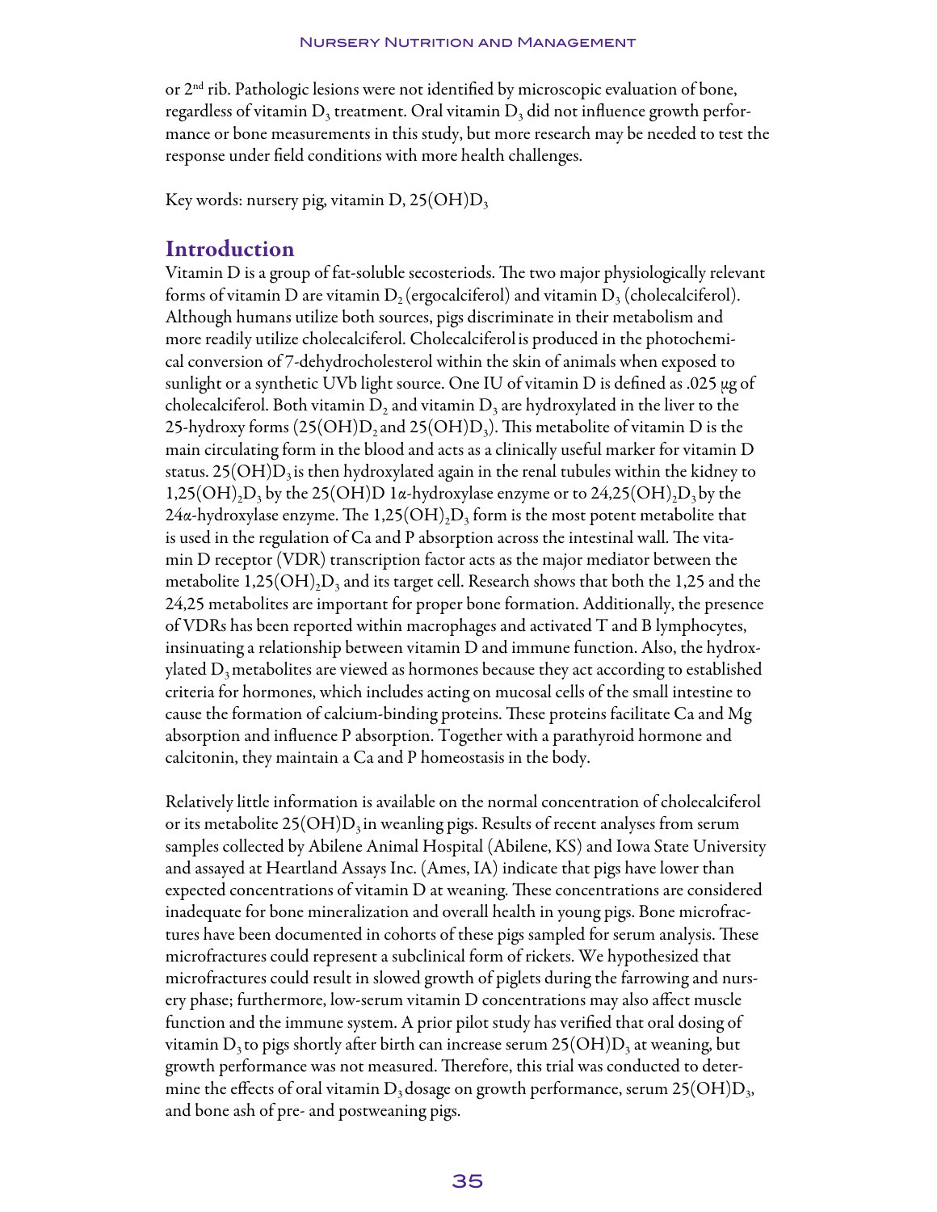or 2nd rib. Pathologic lesions were not identified by microscopic evaluation of bone, regardless of vitamin $D_3$ treatment. Oral vitamin $D_3$ did not influence growth performance or bone measurements in this study, but more research may be needed to test the response under field conditions with more health challenges.

Key words: nursery pig, vitamin D, 25(OH)$D_3$

## Introduction

Vitamin D is a group of fat-soluble secosteriods. The two major physiologically relevant forms of vitamin D are vitamin $D_2$ (ergocalciferol) and vitamin $D_3$ (cholecalciferol). Although humans utilize both sources, pigs discriminate in their metabolism and more readily utilize cholecalciferol. Cholecalciferol is produced in the photochemical conversion of 7-dehydrocholesterol within the skin of animals when exposed to sunlight or a synthetic UVb light source. One IU of vitamin D is defined as .025 μg of cholecalciferol. Both vitamin $D_2$ and vitamin $D_3$ are hydroxylated in the liver to the 25-hydroxy forms (25(OH)$D_2$ and 25(OH)$D_3$). This metabolite of vitamin D is the main circulating form in the blood and acts as a clinically useful marker for vitamin D status. 25(OH)$D_3$ is then hydroxylated again in the renal tubules within the kidney to 1,25$(OH)_2D_3$ by the 25(OH)D 1α-hydroxylase enzyme or to 24,25$(OH)_2D_3$ by the 24α-hydroxylase enzyme. The 1,25$(OH)_2D_3$ form is the most potent metabolite that is used in the regulation of Ca and P absorption across the intestinal wall. The vitamin D receptor (VDR) transcription factor acts as the major mediator between the metabolite 1,25$(OH)_2D_3$ and its target cell. Research shows that both the 1,25 and the 24,25 metabolites are important for proper bone formation. Additionally, the presence of VDRs has been reported within macrophages and activated T and B lymphocytes, insinuating a relationship between vitamin D and immune function. Also, the hydroxylated $D_3$ metabolites are viewed as hormones because they act according to established criteria for hormones, which includes acting on mucosal cells of the small intestine to cause the formation of calcium-binding proteins. These proteins facilitate Ca and Mg absorption and influence P absorption. Together with a parathyroid hormone and calcitonin, they maintain a Ca and P homeostasis in the body.

Relatively little information is available on the normal concentration of cholecalciferol or its metabolite 25(OH)$D_3$ in weanling pigs. Results of recent analyses from serum samples collected by Abilene Animal Hospital (Abilene, KS) and Iowa State University and assayed at Heartland Assays Inc. (Ames, IA) indicate that pigs have lower than expected concentrations of vitamin D at weaning. These concentrations are considered inadequate for bone mineralization and overall health in young pigs. Bone microfractures have been documented in cohorts of these pigs sampled for serum analysis. These microfractures could represent a subclinical form of rickets. We hypothesized that microfractures could result in slowed growth of piglets during the farrowing and nursery phase; furthermore, low-serum vitamin D concentrations may also affect muscle function and the immune system. A prior pilot study has verified that oral dosing of vitamin $D_3$ to pigs shortly after birth can increase serum 25(OH)$D_3$ at weaning, but growth performance was not measured. Therefore, this trial was conducted to determine the effects of oral vitamin $D_3$ dosage on growth performance, serum 25(OH)$D_3$, and bone ash of pre- and postweaning pigs.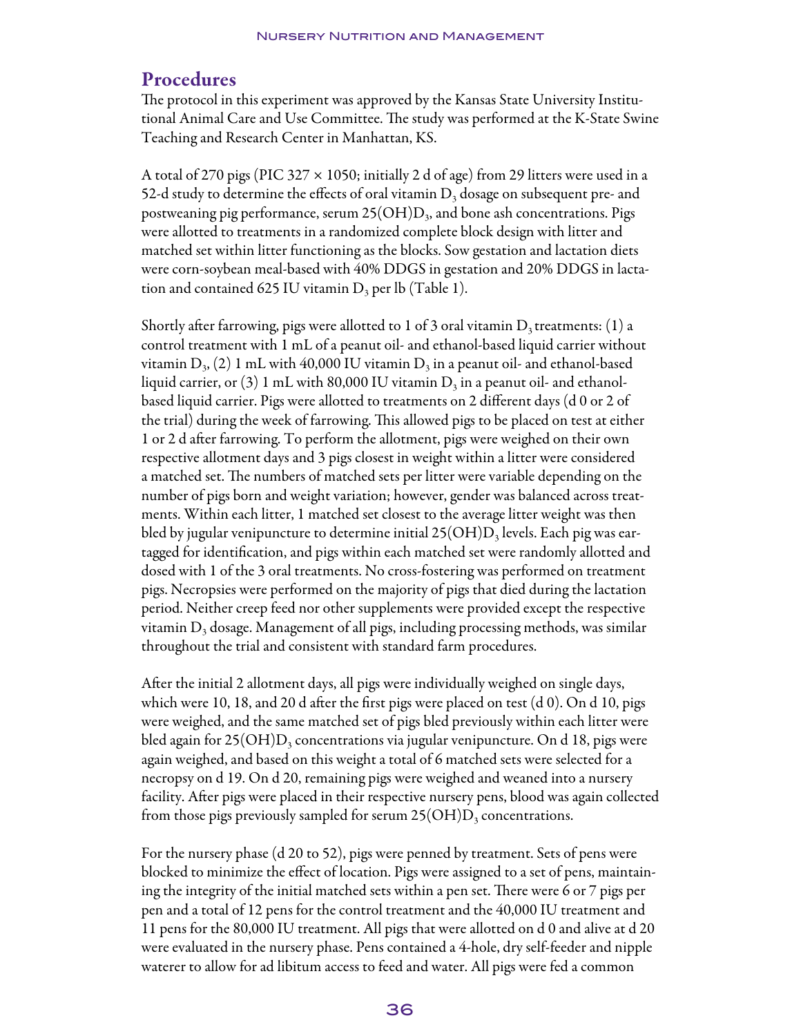## Procedures

The protocol in this experiment was approved by the Kansas State University Institutional Animal Care and Use Committee. The study was performed at the K-State Swine Teaching and Research Center in Manhattan, KS.

A total of 270 pigs (PIC 327 × 1050; initially 2 d of age) from 29 litters were used in a 52-d study to determine the effects of oral vitamin $D_3$ dosage on subsequent pre- and postweaning pig performance, serum $25(OH)D_3$, and bone ash concentrations. Pigs were allotted to treatments in a randomized complete block design with litter and matched set within litter functioning as the blocks. Sow gestation and lactation diets were corn-soybean meal-based with 40% DDGS in gestation and 20% DDGS in lactation and contained 625 IU vitamin $D_3$ per lb (Table 1).

Shortly after farrowing, pigs were allotted to 1 of 3 oral vitamin $D_3$ treatments: (1) a control treatment with 1 mL of a peanut oil- and ethanol-based liquid carrier without vitamin $D_3$, (2) 1 mL with 40,000 IU vitamin $D_3$ in a peanut oil- and ethanol-based liquid carrier, or (3) 1 mL with 80,000 IU vitamin $D_3$ in a peanut oil- and ethanol-based liquid carrier. Pigs were allotted to treatments on 2 different days (d 0 or 2 of the trial) during the week of farrowing. This allowed pigs to be placed on test at either 1 or 2 d after farrowing. To perform the allotment, pigs were weighed on their own respective allotment days and 3 pigs closest in weight within a litter were considered a matched set. The numbers of matched sets per litter were variable depending on the number of pigs born and weight variation; however, gender was balanced across treatments. Within each litter, 1 matched set closest to the average litter weight was then bled by jugular venipuncture to determine initial $25(OH)D_3$ levels. Each pig was ear-tagged for identification, and pigs within each matched set were randomly allotted and dosed with 1 of the 3 oral treatments. No cross-fostering was performed on treatment pigs. Necropsies were performed on the majority of pigs that died during the lactation period. Neither creep feed nor other supplements were provided except the respective vitamin $D_3$ dosage. Management of all pigs, including processing methods, was similar throughout the trial and consistent with standard farm procedures.

After the initial 2 allotment days, all pigs were individually weighed on single days, which were 10, 18, and 20 d after the first pigs were placed on test (d 0). On d 10, pigs were weighed, and the same matched set of pigs bled previously within each litter were bled again for $25(OH)D_3$ concentrations via jugular venipuncture. On d 18, pigs were again weighed, and based on this weight a total of 6 matched sets were selected for a necropsy on d 19. On d 20, remaining pigs were weighed and weaned into a nursery facility. After pigs were placed in their respective nursery pens, blood was again collected from those pigs previously sampled for serum $25(OH)D_3$ concentrations.

For the nursery phase (d 20 to 52), pigs were penned by treatment. Sets of pens were blocked to minimize the effect of location. Pigs were assigned to a set of pens, maintaining the integrity of the initial matched sets within a pen set. There were 6 or 7 pigs per pen and a total of 12 pens for the control treatment and the 40,000 IU treatment and 11 pens for the 80,000 IU treatment. All pigs that were allotted on d 0 and alive at d 20 were evaluated in the nursery phase. Pens contained a 4-hole, dry self-feeder and nipple waterer to allow for ad libitum access to feed and water. All pigs were fed a common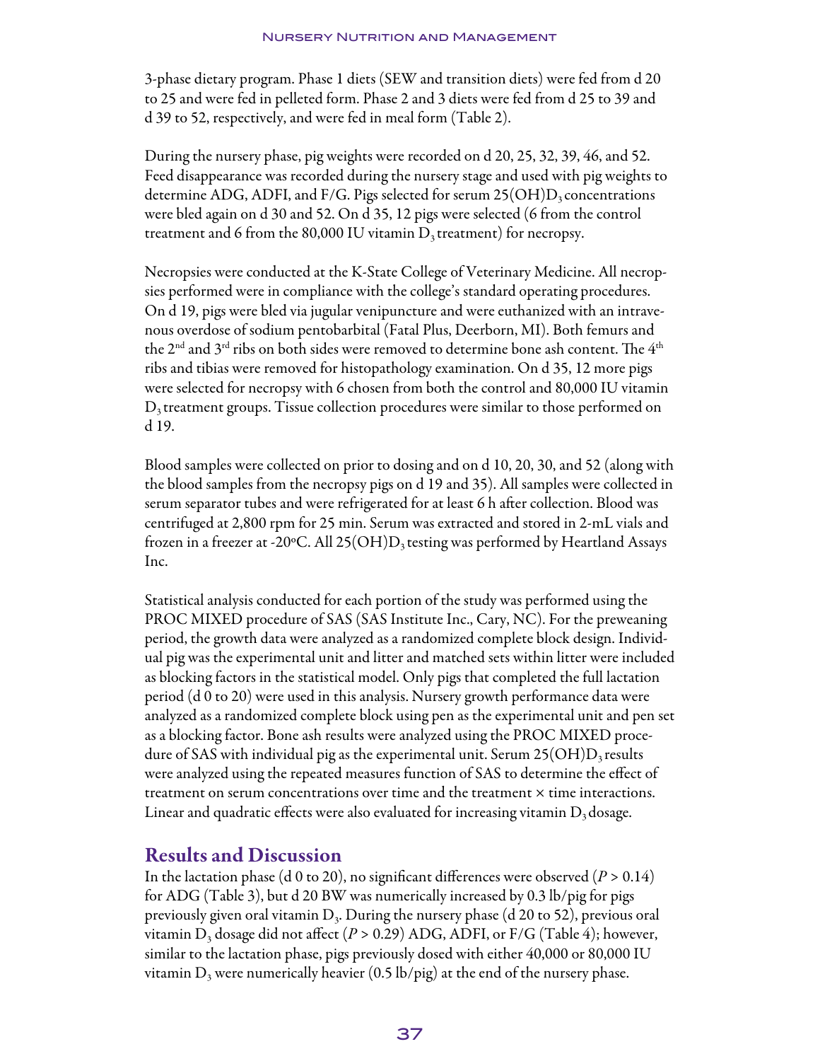3-phase dietary program. Phase 1 diets (SEW and transition diets) were fed from d 20 to 25 and were fed in pelleted form. Phase 2 and 3 diets were fed from d 25 to 39 and d 39 to 52, respectively, and were fed in meal form (Table 2).

During the nursery phase, pig weights were recorded on d 20, 25, 32, 39, 46, and 52. Feed disappearance was recorded during the nursery stage and used with pig weights to determine ADG, ADFI, and F/G. Pigs selected for serum $25(OH)D_3$ concentrations were bled again on d 30 and 52. On d 35, 12 pigs were selected (6 from the control treatment and 6 from the 80,000 IU vitamin $D_3$ treatment) for necropsy.

Necropsies were conducted at the K-State College of Veterinary Medicine. All necropsies performed were in compliance with the college's standard operating procedures. On d 19, pigs were bled via jugular venipuncture and were euthanized with an intravenous overdose of sodium pentobarbital (Fatal Plus, Deerborn, MI). Both femurs and the 2nd and 3rd ribs on both sides were removed to determine bone ash content. The 4th ribs and tibias were removed for histopathology examination. On d 35, 12 more pigs were selected for necropsy with 6 chosen from both the control and 80,000 IU vitamin $D_3$ treatment groups. Tissue collection procedures were similar to those performed on d 19.

Blood samples were collected on prior to dosing and on d 10, 20, 30, and 52 (along with the blood samples from the necropsy pigs on d 19 and 35). All samples were collected in serum separator tubes and were refrigerated for at least 6 h after collection. Blood was centrifuged at 2,800 rpm for 25 min. Serum was extracted and stored in 2-mL vials and frozen in a freezer at -20°C. All $25(OH)D_3$ testing was performed by Heartland Assays Inc.

Statistical analysis conducted for each portion of the study was performed using the PROC MIXED procedure of SAS (SAS Institute Inc., Cary, NC). For the preweaning period, the growth data were analyzed as a randomized complete block design. Individual pig was the experimental unit and litter and matched sets within litter were included as blocking factors in the statistical model. Only pigs that completed the full lactation period (d 0 to 20) were used in this analysis. Nursery growth performance data were analyzed as a randomized complete block using pen as the experimental unit and pen set as a blocking factor. Bone ash results were analyzed using the PROC MIXED procedure of SAS with individual pig as the experimental unit. Serum $25(OH)D_3$ results were analyzed using the repeated measures function of SAS to determine the effect of treatment on serum concentrations over time and the treatment × time interactions. Linear and quadratic effects were also evaluated for increasing vitamin $D_3$ dosage.

## Results and Discussion

In the lactation phase (d 0 to 20), no significant differences were observed ($P > 0.14$) for ADG (Table 3), but d 20 BW was numerically increased by 0.3 lb/pig for pigs previously given oral vitamin $D_3$. During the nursery phase (d 20 to 52), previous oral vitamin $D_3$ dosage did not affect ($P > 0.29$) ADG, ADFI, or F/G (Table 4); however, similar to the lactation phase, pigs previously dosed with either 40,000 or 80,000 IU vitamin $D_3$ were numerically heavier (0.5 lb/pig) at the end of the nursery phase.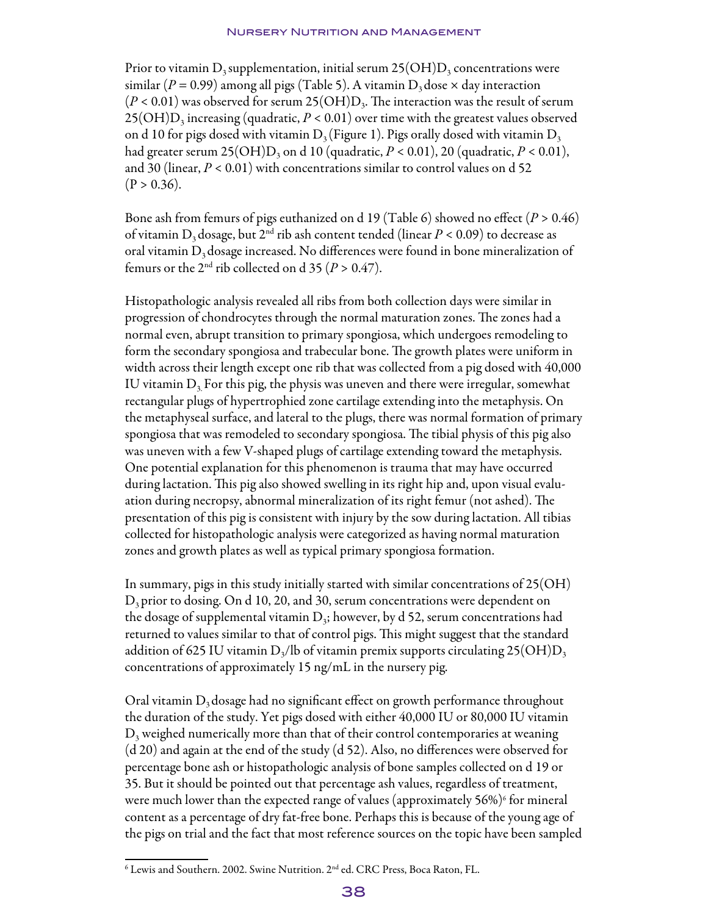Prior to vitamin $D_3$ supplementation, initial serum $25(OH)D_3$ concentrations were similar ($P = 0.99$) among all pigs (Table 5). A vitamin $D_3$ dose × day interaction ($P < 0.01$) was observed for serum $25(OH)D_3$. The interaction was the result of serum $25(OH)D_3$ increasing (quadratic, $P < 0.01$) over time with the greatest values observed on d 10 for pigs dosed with vitamin $D_3$ (Figure 1). Pigs orally dosed with vitamin $D_3$ had greater serum $25(OH)D_3$ on d 10 (quadratic, $P < 0.01$), 20 (quadratic, $P < 0.01$), and 30 (linear, $P < 0.01$) with concentrations similar to control values on d 52 ($P > 0.36$).

Bone ash from femurs of pigs euthanized on d 19 (Table 6) showed no effect ($P > 0.46$) of vitamin $D_3$ dosage, but 2nd rib ash content tended (linear $P < 0.09$) to decrease as oral vitamin $D_3$ dosage increased. No differences were found in bone mineralization of femurs or the 2nd rib collected on d 35 ($P > 0.47$).

Histopathologic analysis revealed all ribs from both collection days were similar in progression of chondrocytes through the normal maturation zones. The zones had a normal even, abrupt transition to primary spongiosa, which undergoes remodeling to form the secondary spongiosa and trabecular bone. The growth plates were uniform in width across their length except one rib that was collected from a pig dosed with 40,000 IU vitamin $D_3$. For this pig, the physis was uneven and there were irregular, somewhat rectangular plugs of hypertrophied zone cartilage extending into the metaphysis. On the metaphyseal surface, and lateral to the plugs, there was normal formation of primary spongiosa that was remodeled to secondary spongiosa. The tibial physis of this pig also was uneven with a few V-shaped plugs of cartilage extending toward the metaphysis. One potential explanation for this phenomenon is trauma that may have occurred during lactation. This pig also showed swelling in its right hip and, upon visual evaluation during necropsy, abnormal mineralization of its right femur (not ashed). The presentation of this pig is consistent with injury by the sow during lactation. All tibias collected for histopathologic analysis were categorized as having normal maturation zones and growth plates as well as typical primary spongiosa formation.

In summary, pigs in this study initially started with similar concentrations of $25(OH)D_3$ prior to dosing. On d 10, 20, and 30, serum concentrations were dependent on the dosage of supplemental vitamin $D_3$; however, by d 52, serum concentrations had returned to values similar to that of control pigs. This might suggest that the standard addition of 625 IU vitamin $D_3$/lb of vitamin premix supports circulating $25(OH)D_3$ concentrations of approximately 15 ng/mL in the nursery pig.

Oral vitamin $D_3$ dosage had no significant effect on growth performance throughout the duration of the study. Yet pigs dosed with either 40,000 IU or 80,000 IU vitamin $D_3$ weighed numerically more than that of their control contemporaries at weaning (d 20) and again at the end of the study (d 52). Also, no differences were observed for percentage bone ash or histopathologic analysis of bone samples collected on d 19 or 35. But it should be pointed out that percentage ash values, regardless of treatment, were much lower than the expected range of values (approximately 56%)[6] for mineral content as a percentage of dry fat-free bone. Perhaps this is because of the young age of the pigs on trial and the fact that most reference sources on the topic have been sampled

[6] Lewis and Southern. 2002. Swine Nutrition. 2nd ed. CRC Press, Boca Raton, FL.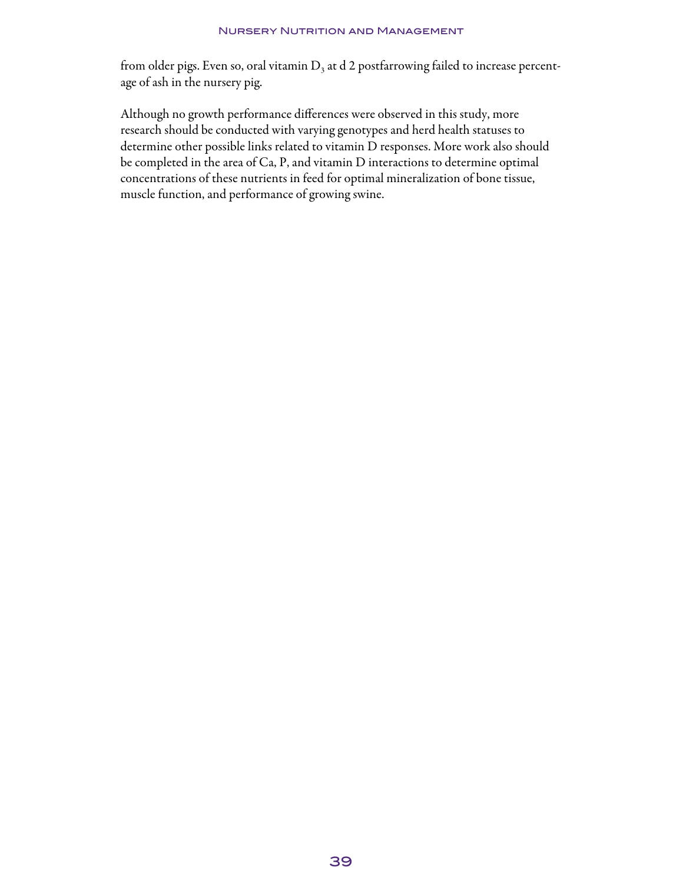from older pigs. Even so, oral vitamin $D_3$ at d 2 postfarrowing failed to increase percentage of ash in the nursery pig.

Although no growth performance differences were observed in this study, more research should be conducted with varying genotypes and herd health statuses to determine other possible links related to vitamin D responses. More work also should be completed in the area of Ca, P, and vitamin D interactions to determine optimal concentrations of these nutrients in feed for optimal mineralization of bone tissue, muscle function, and performance of growing swine.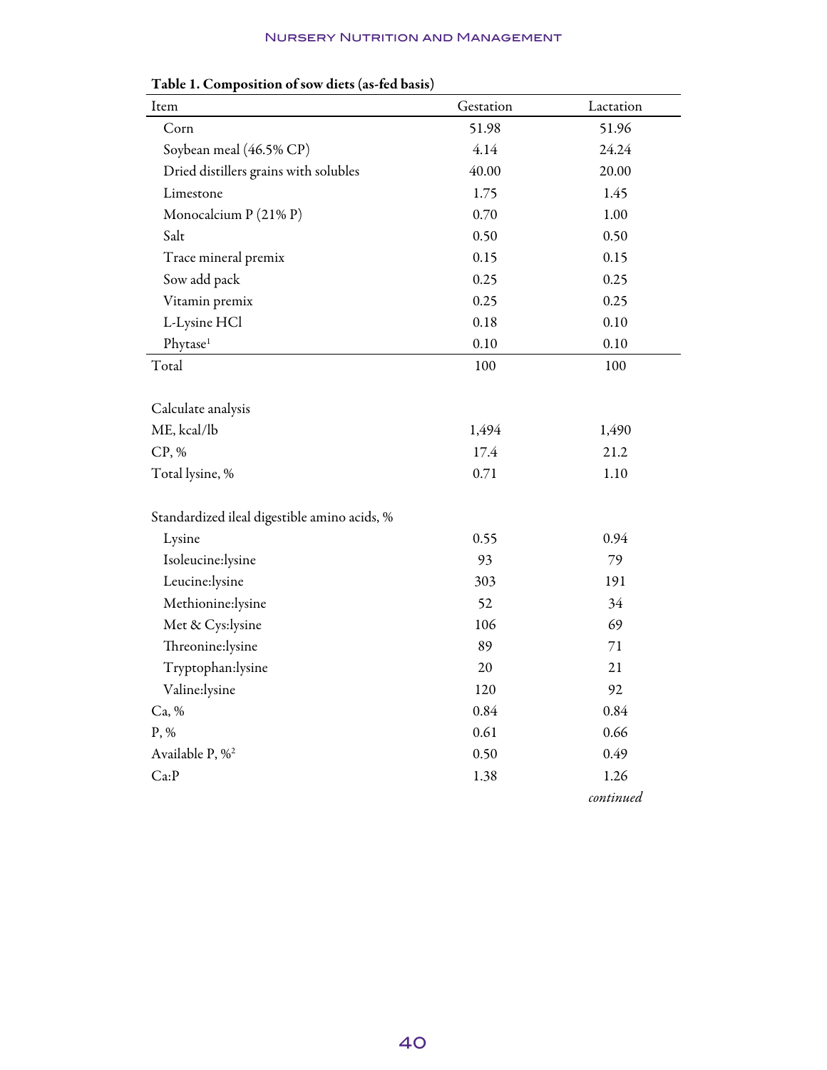**Table 1. Composition of sow diets (as-fed basis)**

| Item | Gestation | Lactation |
|---|---|---|
| Corn | 51.98 | 51.96 |
| Soybean meal (46.5% CP) | 4.14 | 24.24 |
| Dried distillers grains with solubles | 40.00 | 20.00 |
| Limestone | 1.75 | 1.45 |
| Monocalcium P (21% P) | 0.70 | 1.00 |
| Salt | 0.50 | 0.50 |
| Trace mineral premix | 0.15 | 0.15 |
| Sow add pack | 0.25 | 0.25 |
| Vitamin premix | 0.25 | 0.25 |
| L-Lysine HCl | 0.18 | 0.10 |
| Phytase[1] | 0.10 | 0.10 |
| Total | 100 | 100 |
| | | |
| Calculate analysis | | |
| ME, kcal/lb | 1,494 | 1,490 |
| CP, % | 17.4 | 21.2 |
| Total lysine, % | 0.71 | 1.10 |
| | | |
| Standardized ileal digestible amino acids, % | | |
| Lysine | 0.55 | 0.94 |
| Isoleucine:lysine | 93 | 79 |
| Leucine:lysine | 303 | 191 |
| Methionine:lysine | 52 | 34 |
| Met & Cys:lysine | 106 | 69 |
| Threonine:lysine | 89 | 71 |
| Tryptophan:lysine | 20 | 21 |
| Valine:lysine | 120 | 92 |
| Ca, % | 0.84 | 0.84 |
| P, % | 0.61 | 0.66 |
| Available P, %[2] | 0.50 | 0.49 |
| Ca:P | 1.38 | 1.26 |

*continued*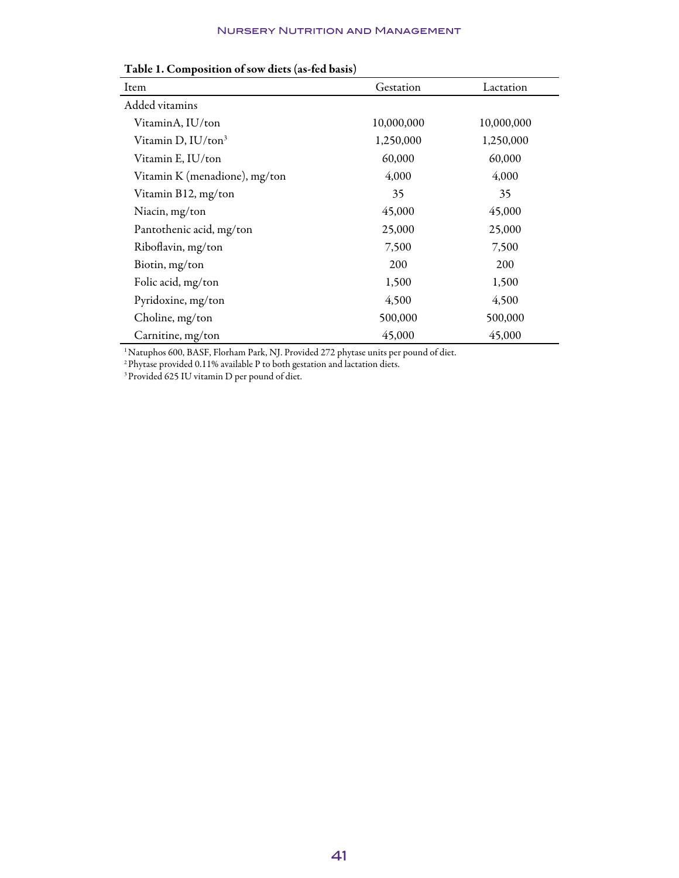Table 1. Composition of sow diets (as-fed basis)

| Item | Gestation | Lactation |
| --- | --- | --- |
| Added vitamins | | |
| VitaminA, IU/ton | 10,000,000 | 10,000,000 |
| Vitamin D, IU/ton[3] | 1,250,000 | 1,250,000 |
| Vitamin E, IU/ton | 60,000 | 60,000 |
| Vitamin K (menadione), mg/ton | 4,000 | 4,000 |
| Vitamin B12, mg/ton | 35 | 35 |
| Niacin, mg/ton | 45,000 | 45,000 |
| Pantothenic acid, mg/ton | 25,000 | 25,000 |
| Riboflavin, mg/ton | 7,500 | 7,500 |
| Biotin, mg/ton | 200 | 200 |
| Folic acid, mg/ton | 1,500 | 1,500 |
| Pyridoxine, mg/ton | 4,500 | 4,500 |
| Choline, mg/ton | 500,000 | 500,000 |
| Carnitine, mg/ton | 45,000 | 45,000 |

[1] Natuphos 600, BASF, Florham Park, NJ. Provided 272 phytase units per pound of diet.
[2] Phytase provided 0.11% available P to both gestation and lactation diets.
[3] Provided 625 IU vitamin D per pound of diet.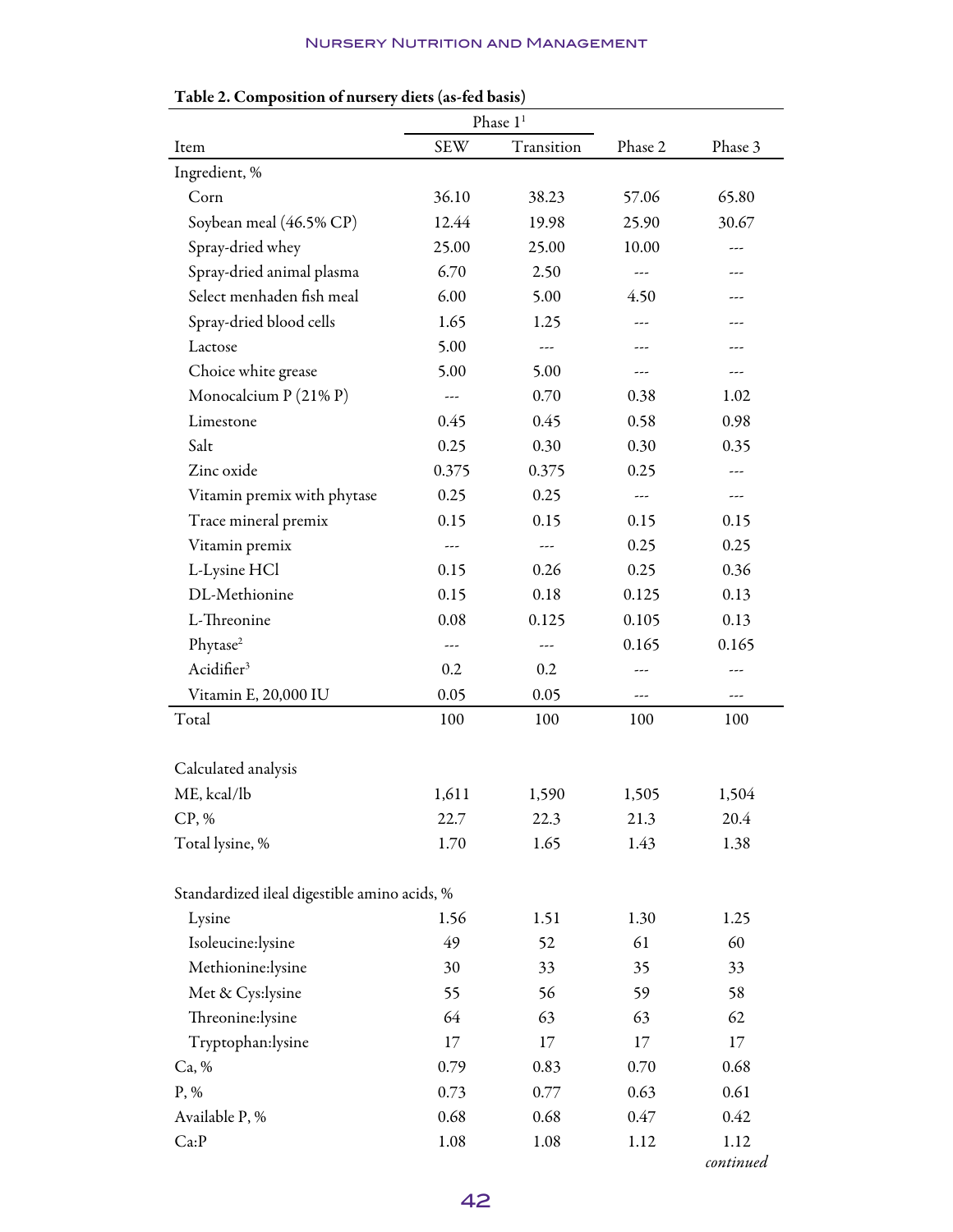Table 2. Composition of nursery diets (as-fed basis)

| | Phase 1[1] | | | |
|---|---|---|---|---|
| Item | SEW | Transition | Phase 2 | Phase 3 |
| Ingredient, % | | | | |
| Corn | 36.10 | 38.23 | 57.06 | 65.80 |
| Soybean meal (46.5% CP) | 12.44 | 19.98 | 25.90 | 30.67 |
| Spray-dried whey | 25.00 | 25.00 | 10.00 | --- |
| Spray-dried animal plasma | 6.70 | 2.50 | --- | --- |
| Select menhaden fish meal | 6.00 | 5.00 | 4.50 | --- |
| Spray-dried blood cells | 1.65 | 1.25 | --- | --- |
| Lactose | 5.00 | --- | --- | --- |
| Choice white grease | 5.00 | 5.00 | --- | --- |
| Monocalcium P (21% P) | --- | 0.70 | 0.38 | 1.02 |
| Limestone | 0.45 | 0.45 | 0.58 | 0.98 |
| Salt | 0.25 | 0.30 | 0.30 | 0.35 |
| Zinc oxide | 0.375 | 0.375 | 0.25 | --- |
| Vitamin premix with phytase | 0.25 | 0.25 | --- | --- |
| Trace mineral premix | 0.15 | 0.15 | 0.15 | 0.15 |
| Vitamin premix | --- | --- | 0.25 | 0.25 |
| L-Lysine HCl | 0.15 | 0.26 | 0.25 | 0.36 |
| DL-Methionine | 0.15 | 0.18 | 0.125 | 0.13 |
| L-Threonine | 0.08 | 0.125 | 0.105 | 0.13 |
| Phytase[2] | --- | --- | 0.165 | 0.165 |
| Acidifier[3] | 0.2 | 0.2 | --- | --- |
| Vitamin E, 20,000 IU | 0.05 | 0.05 | --- | --- |
| Total | 100 | 100 | 100 | 100 |
| | | | | |
| Calculated analysis | | | | |
| ME, kcal/lb | 1,611 | 1,590 | 1,505 | 1,504 |
| CP, % | 22.7 | 22.3 | 21.3 | 20.4 |
| Total lysine, % | 1.70 | 1.65 | 1.43 | 1.38 |
| | | | | |
| Standardized ileal digestible amino acids, % | | | | |
| Lysine | 1.56 | 1.51 | 1.30 | 1.25 |
| Isoleucine:lysine | 49 | 52 | 61 | 60 |
| Methionine:lysine | 30 | 33 | 35 | 33 |
| Met & Cys:lysine | 55 | 56 | 59 | 58 |
| Threonine:lysine | 64 | 63 | 63 | 62 |
| Tryptophan:lysine | 17 | 17 | 17 | 17 |
| Ca, % | 0.79 | 0.83 | 0.70 | 0.68 |
| P, % | 0.73 | 0.77 | 0.63 | 0.61 |
| Available P, % | 0.68 | 0.68 | 0.47 | 0.42 |
| Ca:P | 1.08 | 1.08 | 1.12 | 1.12 |

*continued*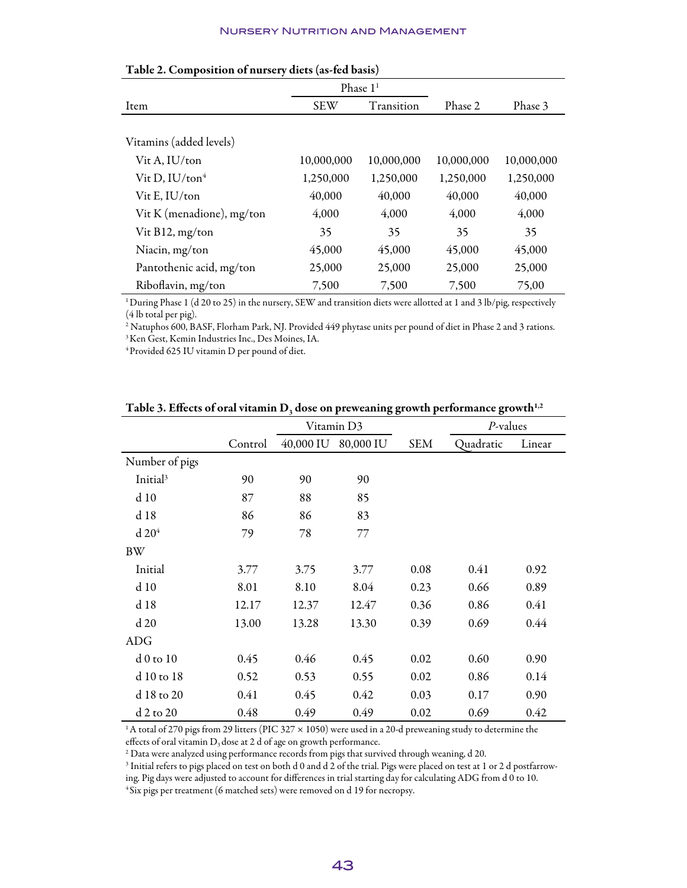**Table 2. Composition of nursery diets (as-fed basis)**

| Item | Phase 1[1] | | Phase 2 | Phase 3 |
|---|---|---|---|---|
| | SEW | Transition | | |
| Vitamins (added levels) | | | | |
| Vit A, IU/ton | 10,000,000 | 10,000,000 | 10,000,000 | 10,000,000 |
| Vit D, IU/ton[4] | 1,250,000 | 1,250,000 | 1,250,000 | 1,250,000 |
| Vit E, IU/ton | 40,000 | 40,000 | 40,000 | 40,000 |
| Vit K (menadione), mg/ton | 4,000 | 4,000 | 4,000 | 4,000 |
| Vit B12, mg/ton | 35 | 35 | 35 | 35 |
| Niacin, mg/ton | 45,000 | 45,000 | 45,000 | 45,000 |
| Pantothenic acid, mg/ton | 25,000 | 25,000 | 25,000 | 25,000 |
| Riboflavin, mg/ton | 7,500 | 7,500 | 7,500 | 75,00 |

[1] During Phase 1 (d 20 to 25) in the nursery, SEW and transition diets were allotted at 1 and 3 lb/pig, respectively (4 lb total per pig).
[2] Natuphos 600, BASF, Florham Park, NJ. Provided 449 phytase units per pound of diet in Phase 2 and 3 rations.
[3] Ken Gest, Kemin Industries Inc., Des Moines, IA.
[4] Provided 625 IU vitamin D per pound of diet.

**Table 3. Effects of oral vitamin $D_3$ dose on preweaning growth performance growth[1,2]**

| | Control | Vitamin D3 | | SEM | *P*-values | |
|---|---|---|---|---|---|---|
| | | 40,000 IU | 80,000 IU | | Quadratic | Linear |
| Number of pigs | | | | | | |
| Initial[3] | 90 | 90 | 90 | | | |
| d 10 | 87 | 88 | 85 | | | |
| d 18 | 86 | 86 | 83 | | | |
| d 20[4] | 79 | 78 | 77 | | | |
| BW | | | | | | |
| Initial | 3.77 | 3.75 | 3.77 | 0.08 | 0.41 | 0.92 |
| d 10 | 8.01 | 8.10 | 8.04 | 0.23 | 0.66 | 0.89 |
| d 18 | 12.17 | 12.37 | 12.47 | 0.36 | 0.86 | 0.41 |
| d 20 | 13.00 | 13.28 | 13.30 | 0.39 | 0.69 | 0.44 |
| ADG | | | | | | |
| d 0 to 10 | 0.45 | 0.46 | 0.45 | 0.02 | 0.60 | 0.90 |
| d 10 to 18 | 0.52 | 0.53 | 0.55 | 0.02 | 0.86 | 0.14 |
| d 18 to 20 | 0.41 | 0.45 | 0.42 | 0.03 | 0.17 | 0.90 |
| d 2 to 20 | 0.48 | 0.49 | 0.49 | 0.02 | 0.69 | 0.42 |

[1] A total of 270 pigs from 29 litters (PIC 327 × 1050) were used in a 20-d preweaning study to determine the effects of oral vitamin $D_3$ dose at 2 d of age on growth performance.
[2] Data were analyzed using performance records from pigs that survived through weaning, d 20.
[3] Initial refers to pigs placed on test on both d 0 and d 2 of the trial. Pigs were placed on test at 1 or 2 d postfarrowing. Pig days were adjusted to account for differences in trial starting day for calculating ADG from d 0 to 10.
[4] Six pigs per treatment (6 matched sets) were removed on d 19 for necropsy.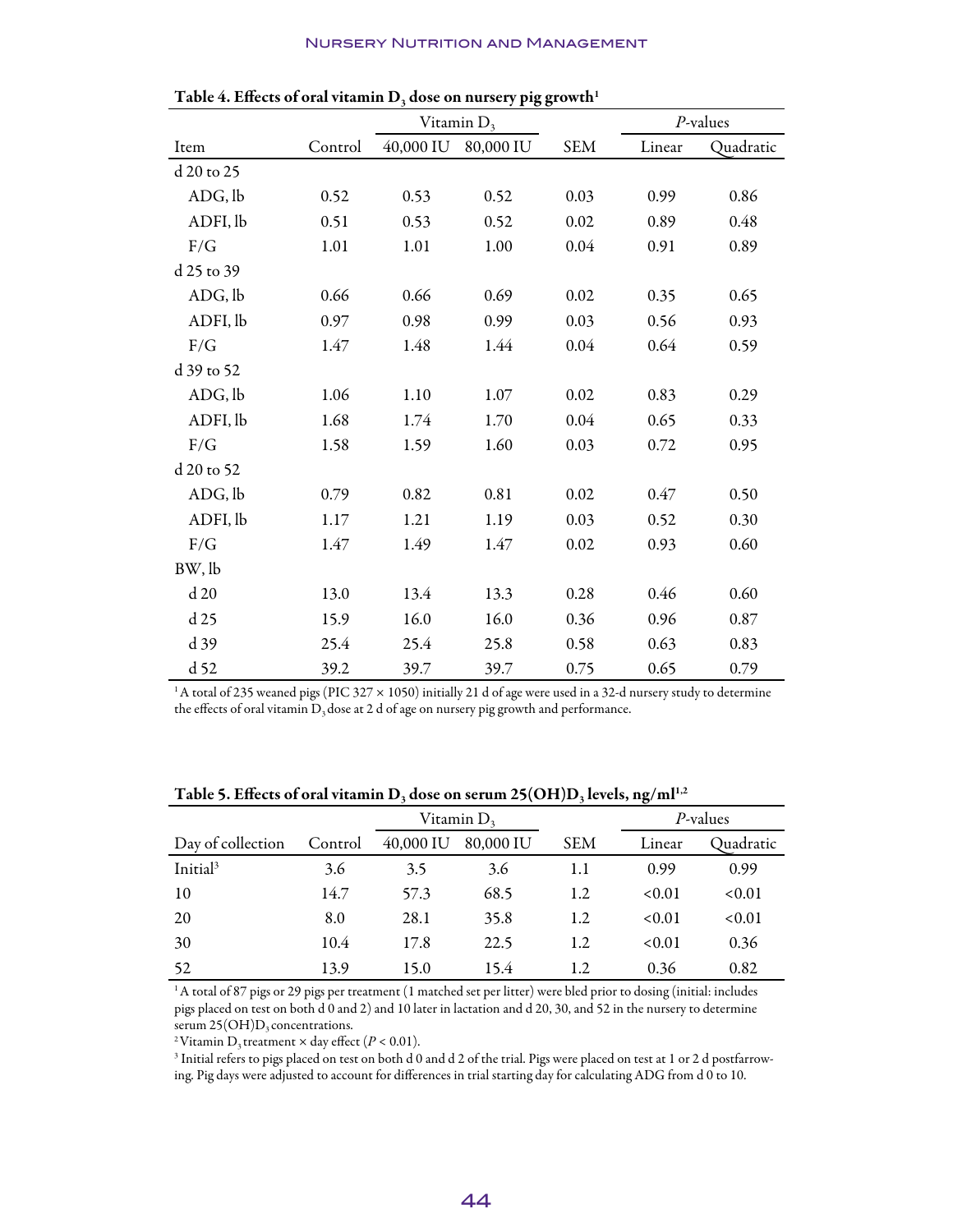**Table 4. Effects of oral vitamin $D_3$ dose on nursery pig growth[1]**

| | | Vitamin $D_3$ | | | *P*-values | |
|---|---|---|---|---|---|---|
| Item | Control | 40,000 IU | 80,000 IU | SEM | Linear | Quadratic |
| d 20 to 25 | | | | | | |
| ADG, lb | 0.52 | 0.53 | 0.52 | 0.03 | 0.99 | 0.86 |
| ADFI, lb | 0.51 | 0.53 | 0.52 | 0.02 | 0.89 | 0.48 |
| F/G | 1.01 | 1.01 | 1.00 | 0.04 | 0.91 | 0.89 |
| d 25 to 39 | | | | | | |
| ADG, lb | 0.66 | 0.66 | 0.69 | 0.02 | 0.35 | 0.65 |
| ADFI, lb | 0.97 | 0.98 | 0.99 | 0.03 | 0.56 | 0.93 |
| F/G | 1.47 | 1.48 | 1.44 | 0.04 | 0.64 | 0.59 |
| d 39 to 52 | | | | | | |
| ADG, lb | 1.06 | 1.10 | 1.07 | 0.02 | 0.83 | 0.29 |
| ADFI, lb | 1.68 | 1.74 | 1.70 | 0.04 | 0.65 | 0.33 |
| F/G | 1.58 | 1.59 | 1.60 | 0.03 | 0.72 | 0.95 |
| d 20 to 52 | | | | | | |
| ADG, lb | 0.79 | 0.82 | 0.81 | 0.02 | 0.47 | 0.50 |
| ADFI, lb | 1.17 | 1.21 | 1.19 | 0.03 | 0.52 | 0.30 |
| F/G | 1.47 | 1.49 | 1.47 | 0.02 | 0.93 | 0.60 |
| BW, lb | | | | | | |
| d 20 | 13.0 | 13.4 | 13.3 | 0.28 | 0.46 | 0.60 |
| d 25 | 15.9 | 16.0 | 16.0 | 0.36 | 0.96 | 0.87 |
| d 39 | 25.4 | 25.4 | 25.8 | 0.58 | 0.63 | 0.83 |
| d 52 | 39.2 | 39.7 | 39.7 | 0.75 | 0.65 | 0.79 |

[1] A total of 235 weaned pigs (PIC 327 × 1050) initially 21 d of age were used in a 32-d nursery study to determine the effects of oral vitamin $D_3$ dose at 2 d of age on nursery pig growth and performance.

**Table 5. Effects of oral vitamin $D_3$ dose on serum 25(OH)$D_3$ levels, ng/ml[1,2]**

| | | Vitamin $D_3$ | | | *P*-values | |
|---|---|---|---|---|---|---|
| Day of collection | Control | 40,000 IU | 80,000 IU | SEM | Linear | Quadratic |
| Initial[3] | 3.6 | 3.5 | 3.6 | 1.1 | 0.99 | 0.99 |
| 10 | 14.7 | 57.3 | 68.5 | 1.2 | <0.01 | <0.01 |
| 20 | 8.0 | 28.1 | 35.8 | 1.2 | <0.01 | <0.01 |
| 30 | 10.4 | 17.8 | 22.5 | 1.2 | <0.01 | 0.36 |
| 52 | 13.9 | 15.0 | 15.4 | 1.2 | 0.36 | 0.82 |

[1] A total of 87 pigs or 29 pigs per treatment (1 matched set per litter) were bled prior to dosing (initial: includes pigs placed on test on both d 0 and 2) and 10 later in lactation and d 20, 30, and 52 in the nursery to determine serum 25(OH)$D_3$ concentrations.

[2] Vitamin $D_3$ treatment × day effect ($P < 0.01$).

[3] Initial refers to pigs placed on test on both d 0 and d 2 of the trial. Pigs were placed on test at 1 or 2 d postfarrowing. Pig days were adjusted to account for differences in trial starting day for calculating ADG from d 0 to 10.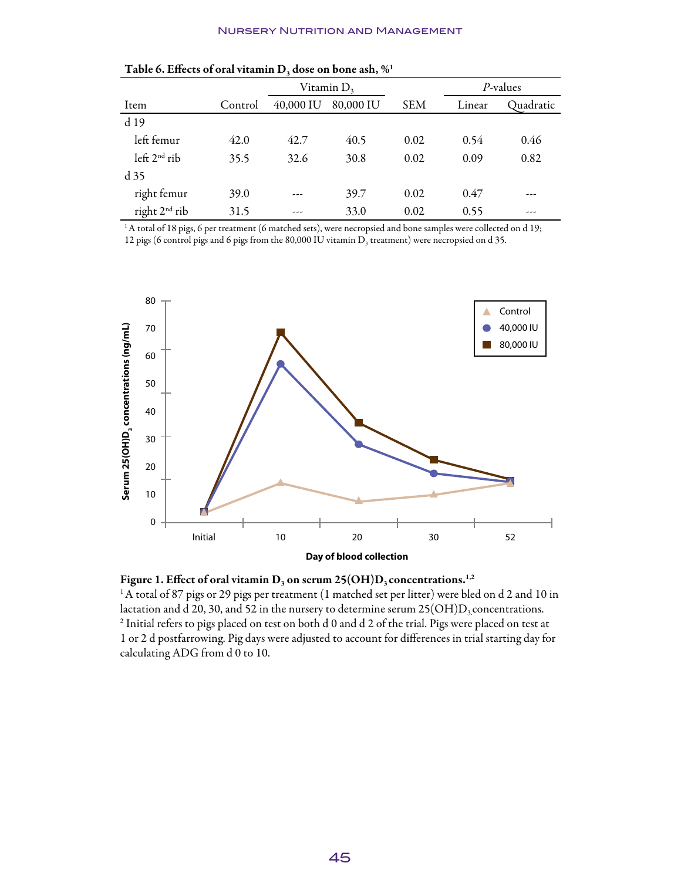**Table 6. Effects of oral vitamin $D_3$ dose on bone ash, %[1]**

| Item | Control | Vitamin $D_3$ | | SEM | *P*-values | |
|---|---|---|---|---|---|---|
| | | 40,000 IU | 80,000 IU | | Linear | Quadratic |
| d 19 | | | | | | |
| left femur | 42.0 | 42.7 | 40.5 | 0.02 | 0.54 | 0.46 |
| left 2nd rib | 35.5 | 32.6 | 30.8 | 0.02 | 0.09 | 0.82 |
| d 35 | | | | | | |
| right femur | 39.0 | --- | 39.7 | 0.02 | 0.47 | --- |
| right 2nd rib | 31.5 | --- | 33.0 | 0.02 | 0.55 | --- |

[1] A total of 18 pigs, 6 per treatment (6 matched sets), were necropsied and bone samples were collected on d 19; 12 pigs (6 control pigs and 6 pigs from the 80,000 IU vitamin $D_3$ treatment) were necropsied on d 35.

Serum $25(OH)D_3$ concentrations (ng/mL)

0
10
20
30
40
50
60
70
80

Initial
10
20
30
52

Day of blood collection

Control
40,000 IU
80,000 IU

**Figure 1. Effect of oral vitamin $D_3$ on serum $25(OH)D_3$ concentrations.[1,2]**

[1] A total of 87 pigs or 29 pigs per treatment (1 matched set per litter) were bled on d 2 and 10 in lactation and d 20, 30, and 52 in the nursery to determine serum $25(OH)D_3$ concentrations.

[2] Initial refers to pigs placed on test on both d 0 and d 2 of the trial. Pigs were placed on test at 1 or 2 d postfarrowing. Pig days were adjusted to account for differences in trial starting day for calculating ADG from d 0 to 10.